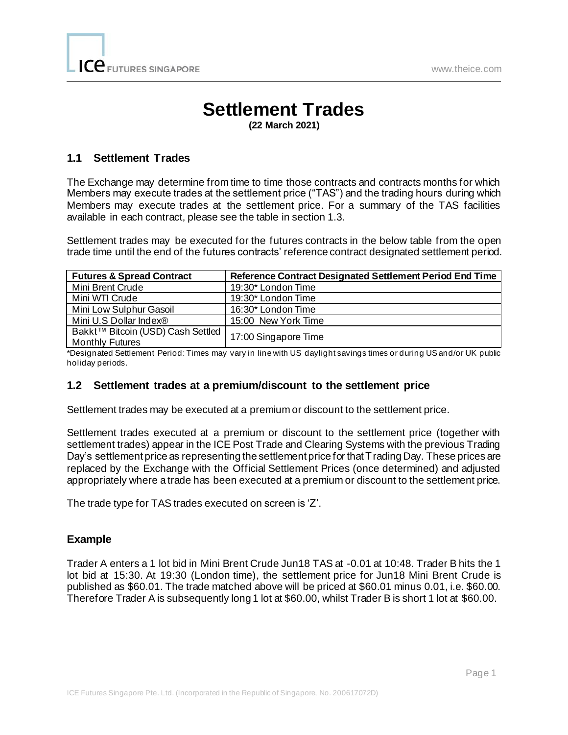# Settlement Trades

**(22 March 2021)**

## 1.1 Settlement Trades

The Exchange may determine from time to time those contracts and contracts months for which Members may execute trades at the settlement price ("TAS") and the trading hours during which Members may execute trades at the settlement price. For a summary of the TAS facilities available in each contract, please see the table in section 1.3.

Settlement trades may be executed for the futures contracts in the below table from the open trade time until the end of the futures contracts' reference contract designated settlement period.

| Futures & Spread Contract | Reference Contract Designated Settlement Period End Time |
|---|---|
| Mini Brent Crude | 19:30* London Time |
| Mini WTI Crude | 19:30* London Time |
| Mini Low Sulphur Gasoil | 16:30* London Time |
| Mini U.S Dollar Index® | 15:00 New York Time |
| Bakkt™ Bitcoin (USD) Cash Settled Monthly Futures | 17:00 Singapore Time |

*Designated Settlement Period: Times may vary in line with US daylight savings times or during US and/or UK public holiday periods.

## 1.2 Settlement trades at a premium/discount to the settlement price

Settlement trades may be executed at a premium or discount to the settlement price.

Settlement trades executed at a premium or discount to the settlement price (together with settlement trades) appear in the ICE Post Trade and Clearing Systems with the previous Trading Day's settlement price as representing the settlement price for that Trading Day. These prices are replaced by the Exchange with the Official Settlement Prices (once determined) and adjusted appropriately where a trade has been executed at a premium or discount to the settlement price.

The trade type for TAS trades executed on screen is 'Z'.

### Example

Trader A enters a 1 lot bid in Mini Brent Crude Jun18 TAS at -0.01 at 10:48. Trader B hits the 1 lot bid at 15:30. At 19:30 (London time), the settlement price for Jun18 Mini Brent Crude is published as $60.01. The trade matched above will be priced at $60.01 minus 0.01, i.e. $60.00. Therefore Trader A is subsequently long 1 lot at $60.00, whilst Trader B is short 1 lot at $60.00.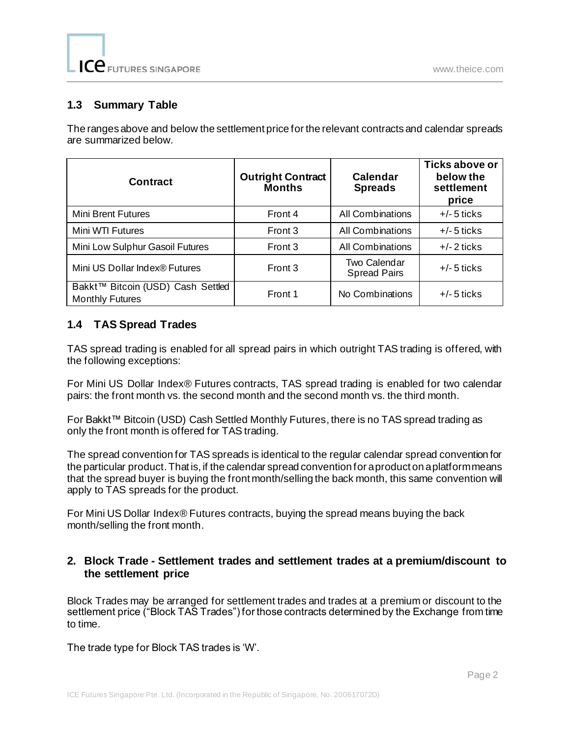## 1.3 Summary Table

The ranges above and below the settlement price for the relevant contracts and calendar spreads are summarized below.

| Contract | Outright Contract Months | Calendar Spreads | Ticks above or below the settlement price |
|---|---|---|---|
| Mini Brent Futures | Front 4 | All Combinations | +/- 5 ticks |
| Mini WTI Futures | Front 3 | All Combinations | +/- 5 ticks |
| Mini Low Sulphur Gasoil Futures | Front 3 | All Combinations | +/- 2 ticks |
| Mini US Dollar Index® Futures | Front 3 | Two Calendar Spread Pairs | +/- 5 ticks |
| Bakkt™ Bitcoin (USD) Cash Settled Monthly Futures | Front 1 | No Combinations | +/- 5 ticks |

## 1.4 TAS Spread Trades

TAS spread trading is enabled for all spread pairs in which outright TAS trading is offered, with the following exceptions:

For Mini US Dollar Index® Futures contracts, TAS spread trading is enabled for two calendar pairs: the front month vs. the second month and the second month vs. the third month.

For Bakkt™ Bitcoin (USD) Cash Settled Monthly Futures, there is no TAS spread trading as only the front month is offered for TAS trading.

The spread convention for TAS spreads is identical to the regular calendar spread convention for the particular product. That is, if the calendar spread convention for a product on a platform means that the spread buyer is buying the front month/selling the back month, this same convention will apply to TAS spreads for the product.

For Mini US Dollar Index® Futures contracts, buying the spread means buying the back month/selling the front month.

## 2. Block Trade - Settlement trades and settlement trades at a premium/discount to the settlement price

Block Trades may be arranged for settlement trades and trades at a premium or discount to the settlement price ("Block TAS Trades") for those contracts determined by the Exchange from time to time.

The trade type for Block TAS trades is 'W'.